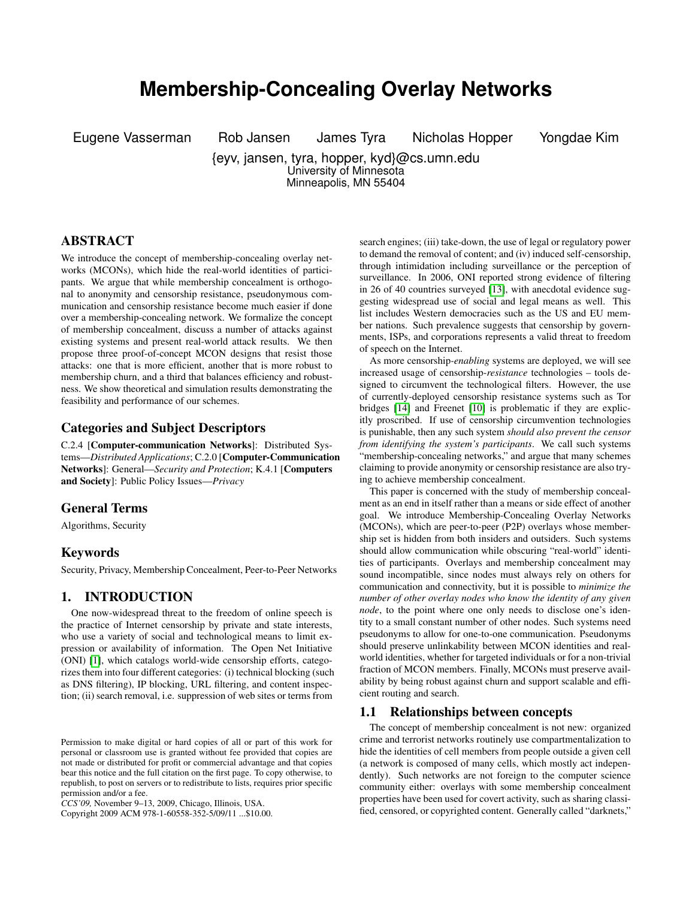# Membership-Concealing Overlay Networks

Eugene Vasserman Rob Jansen James Tyra Nicholas Hopper Yongdae Kim

{eyv, jansen, tyra, hopper, kyd}@cs.umn.edu
University of Minnesota
Minneapolis, MN 55404

## ABSTRACT

We introduce the concept of membership-concealing overlay networks (MCONs), which hide the real-world identities of participants. We argue that while membership concealment is orthogonal to anonymity and censorship resistance, pseudonymous communication and censorship resistance become much easier if done over a membership-concealing network. We formalize the concept of membership concealment, discuss a number of attacks against existing systems and present real-world attack results. We then propose three proof-of-concept MCON designs that resist those attacks: one that is more efficient, another that is more robust to membership churn, and a third that balances efficiency and robustness. We show theoretical and simulation results demonstrating the feasibility and performance of our schemes.

### Categories and Subject Descriptors

C.2.4 [**Computer-communication Networks**]: Distributed Systems—*Distributed Applications*; C.2.0 [**Computer-Communication Networks**]: General—*Security and Protection*; K.4.1 [**Computers and Society**]: Public Policy Issues—*Privacy*

### General Terms

Algorithms, Security

### Keywords

Security, Privacy, Membership Concealment, Peer-to-Peer Networks

## 1. INTRODUCTION

One now-widespread threat to the freedom of online speech is the practice of Internet censorship by private and state interests, who use a variety of social and technological means to limit expression or availability of information. The Open Net Initiative (ONI) [1], which catalogs world-wide censorship efforts, categorizes them into four different categories: (i) technical blocking (such as DNS filtering), IP blocking, URL filtering, and content inspection; (ii) search removal, i.e. suppression of web sites or terms from search engines; (iii) take-down, the use of legal or regulatory power to demand the removal of content; and (iv) induced self-censorship, through intimidation including surveillance or the perception of surveillance. In 2006, ONI reported strong evidence of filtering in 26 of 40 countries surveyed [13], with anecdotal evidence suggesting widespread use of social and legal means as well. This list includes Western democracies such as the US and EU member nations. Such prevalence suggests that censorship by governments, ISPs, and corporations represents a valid threat to freedom of speech on the Internet.

As more censorship-*enabling* systems are deployed, we will see increased usage of censorship-*resistance* technologies – tools designed to circumvent the technological filters. However, the use of currently-deployed censorship resistance systems such as Tor bridges [14] and Freenet [10] is problematic if they are explicitly proscribed. If use of censorship circumvention technologies is punishable, then any such system *should also prevent the censor from identifying the system's participants*. We call such systems "membership-concealing networks," and argue that many schemes claiming to provide anonymity or censorship resistance are also trying to achieve membership concealment.

This paper is concerned with the study of membership concealment as an end in itself rather than a means or side effect of another goal. We introduce Membership-Concealing Overlay Networks (MCONs), which are peer-to-peer (P2P) overlays whose membership set is hidden from both insiders and outsiders. Such systems should allow communication while obscuring "real-world" identities of participants. Overlays and membership concealment may sound incompatible, since nodes must always rely on others for communication and connectivity, but it is possible to *minimize the number of other overlay nodes who know the identity of any given node*, to the point where one only needs to disclose one's identity to a small constant number of other nodes. Such systems need pseudonyms to allow for one-to-one communication. Pseudonyms should preserve unlinkability between MCON identities and real-world identities, whether for targeted individuals or for a non-trivial fraction of MCON members. Finally, MCONs must preserve availability by being robust against churn and support scalable and efficient routing and search.

### 1.1 Relationships between concepts

The concept of membership concealment is not new: organized crime and terrorist networks routinely use compartmentalization to hide the identities of cell members from people outside a given cell (a network is composed of many cells, which mostly act independently). Such networks are not foreign to the computer science community either: overlays with some membership concealment properties have been used for covert activity, such as sharing classified, censored, or copyrighted content. Generally called "darknets,"

Permission to make digital or hard copies of all or part of this work for personal or classroom use is granted without fee provided that copies are not made or distributed for profit or commercial advantage and that copies bear this notice and the full citation on the first page. To copy otherwise, to republish, to post on servers or to redistribute to lists, requires prior specific permission and/or a fee.
*CCS'09,* November 9–13, 2009, Chicago, Illinois, USA.
Copyright 2009 ACM 978-1-60558-352-5/09/11 ...$10.00.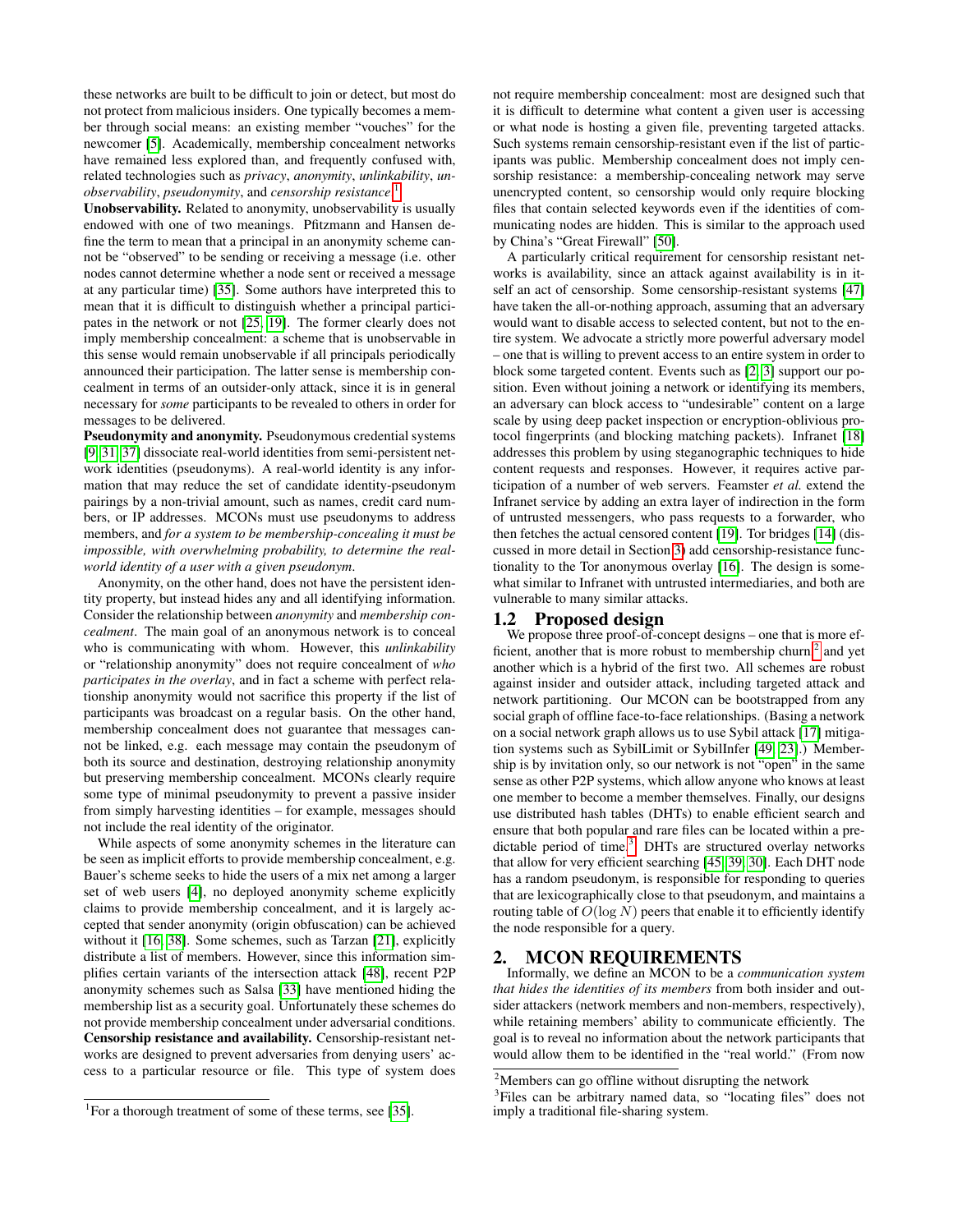these networks are built to be difficult to join or detect, but most do not protect from malicious insiders. One typically becomes a member through social means: an existing member "vouches" for the newcomer [5]. Academically, membership concealment networks have remained less explored than, and frequently confused with, related technologies such as *privacy*, *anonymity*, *unlinkability*, *unobservability*, *pseudonymity*, and *censorship resistance*.[1]

**Unobservability.** Related to anonymity, unobservability is usually endowed with one of two meanings. Pfitzmann and Hansen define the term to mean that a principal in an anonymity scheme cannot be "observed" to be sending or receiving a message (i.e. other nodes cannot determine whether a node sent or received a message at any particular time) [35]. Some authors have interpreted this to mean that it is difficult to distinguish whether a principal participates in the network or not [25, 19]. The former clearly does not imply membership concealment: a scheme that is unobservable in this sense would remain unobservable if all principals periodically announced their participation. The latter sense is membership concealment in terms of an outsider-only attack, since it is in general necessary for *some* participants to be revealed to others in order for messages to be delivered.

**Pseudonymity and anonymity.** Pseudonymous credential systems [9, 31, 37] dissociate real-world identities from semi-persistent network identities (pseudonyms). A real-world identity is any information that may reduce the set of candidate identity-pseudonym pairings by a non-trivial amount, such as names, credit card numbers, or IP addresses. MCONs must use pseudonyms to address members, and *for a system to be membership-concealing it must be impossible, with overwhelming probability, to determine the real-world identity of a user with a given pseudonym*.

Anonymity, on the other hand, does not have the persistent identity property, but instead hides any and all identifying information. Consider the relationship between *anonymity* and *membership concealment*. The main goal of an anonymous network is to conceal who is communicating with whom. However, this *unlinkability* or "relationship anonymity" does not require concealment of *who participates in the overlay*, and in fact a scheme with perfect relationship anonymity would not sacrifice this property if the list of participants was broadcast on a regular basis. On the other hand, membership concealment does not guarantee that messages cannot be linked, e.g. each message may contain the pseudonym of both its source and destination, destroying relationship anonymity but preserving membership concealment. MCONs clearly require some type of minimal pseudonymity to prevent a passive insider from simply harvesting identities – for example, messages should not include the real identity of the originator.

While aspects of some anonymity schemes in the literature can be seen as implicit efforts to provide membership concealment, e.g. Bauer's scheme seeks to hide the users of a mix net among a larger set of web users [4], no deployed anonymity scheme explicitly claims to provide membership concealment, and it is largely accepted that sender anonymity (origin obfuscation) can be achieved without it [16, 38]. Some schemes, such as Tarzan [21], explicitly distribute a list of members. However, since this information simplifies certain variants of the intersection attack [48], recent P2P anonymity schemes such as Salsa [33] have mentioned hiding the membership list as a security goal. Unfortunately these schemes do not provide membership concealment under adversarial conditions.

**Censorship resistance and availability.** Censorship-resistant networks are designed to prevent adversaries from denying users' access to a particular resource or file. This type of system does not require membership concealment: most are designed such that it is difficult to determine what content a given user is accessing or what node is hosting a given file, preventing targeted attacks. Such systems remain censorship-resistant even if the list of participants was public. Membership concealment does not imply censorship resistance: a membership-concealing network may serve unencrypted content, so censorship would only require blocking files that contain selected keywords even if the identities of communicating nodes are hidden. This is similar to the approach used by China's "Great Firewall" [50].

A particularly critical requirement for censorship resistant networks is availability, since an attack against availability is in itself an act of censorship. Some censorship-resistant systems [47] have taken the all-or-nothing approach, assuming that an adversary would want to disable access to selected content, but not to the entire system. We advocate a strictly more powerful adversary model – one that is willing to prevent access to an entire system in order to block some targeted content. Events such as [2, 3] support our position. Even without joining a network or identifying its members, an adversary can block access to "undesirable" content on a large scale by using deep packet inspection or encryption-oblivious protocol fingerprints (and blocking matching packets). Infranet [18] addresses this problem by using steganographic techniques to hide content requests and responses. However, it requires active participation of a number of web servers. Feamster *et al.* extend the Infranet service by adding an extra layer of indirection in the form of untrusted messengers, who pass requests to a forwarder, who then fetches the actual censored content [19]. Tor bridges [14] (discussed in more detail in Section 3) add censorship-resistance functionality to the Tor anonymous overlay [16]. The design is somewhat similar to Infranet with untrusted intermediaries, and both are vulnerable to many similar attacks.

## 1.2 Proposed design

We propose three proof-of-concept designs – one that is more efficient, another that is more robust to membership churn[2] and yet another which is a hybrid of the first two. All schemes are robust against insider and outsider attack, including targeted attack and network partitioning. Our MCON can be bootstrapped from any social graph of offline face-to-face relationships. (Basing a network on a social network graph allows us to use Sybil attack [17] mitigation systems such as SybilLimit or SybilInfer [49, 23].) Membership is by invitation only, so our network is not "open" in the same sense as other P2P systems, which allow anyone who knows at least one member to become a member themselves. Finally, our designs use distributed hash tables (DHTs) to enable efficient search and ensure that both popular and rare files can be located within a predictable period of time.[3] DHTs are structured overlay networks that allow for very efficient searching [45, 39, 30]. Each DHT node has a random pseudonym, is responsible for responding to queries that are lexicographically close to that pseudonym, and maintains a routing table of $O(\log N)$ peers that enable it to efficiently identify the node responsible for a query.

# 2. MCON REQUIREMENTS

Informally, we define an MCON to be a *communication system that hides the identities of its members* from both insider and outsider attackers (network members and non-members, respectively), while retaining members' ability to communicate efficiently. The goal is to reveal no information about the network participants that would allow them to be identified in the "real world." (From now

---

[1] For a thorough treatment of some of these terms, see [35].

[2] Members can go offline without disrupting the network

[3] Files can be arbitrary named data, so "locating files" does not imply a traditional file-sharing system.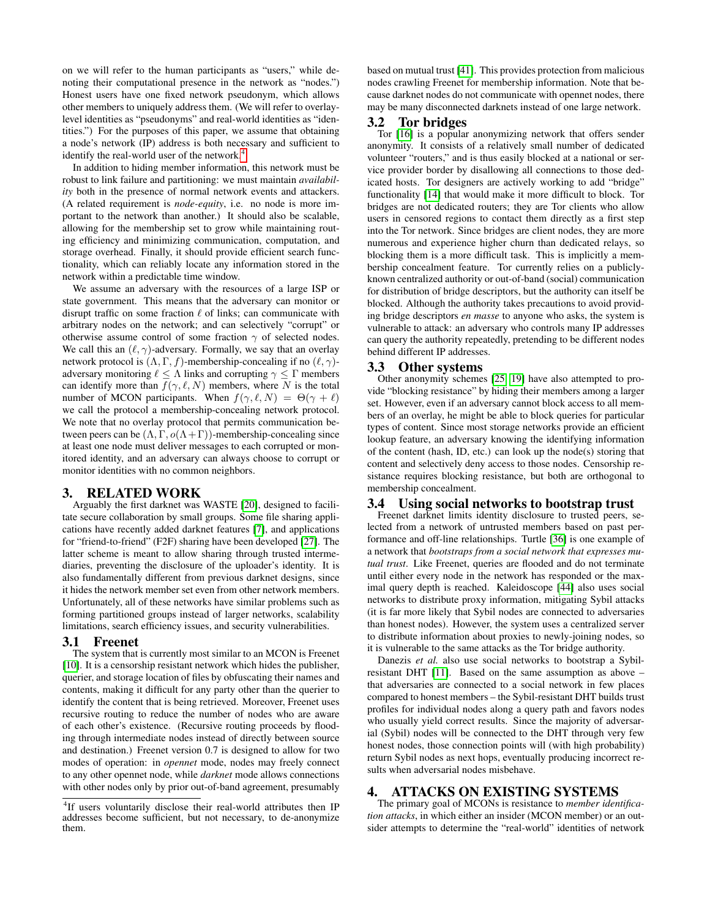on we will refer to the human participants as "users," while denoting their computational presence in the network as "nodes.") Honest users have one fixed network pseudonym, which allows other members to uniquely address them. (We will refer to overlay-level identities as "pseudonyms" and real-world identities as "identities.") For the purposes of this paper, we assume that obtaining a node's network (IP) address is both necessary and sufficient to identify the real-world user of the network.[4]

In addition to hiding member information, this network must be robust to link failure and partitioning: we must maintain *availability* both in the presence of normal network events and attackers. (A related requirement is *node-equity*, i.e. no node is more important to the network than another.) It should also be scalable, allowing for the membership set to grow while maintaining routing efficiency and minimizing communication, computation, and storage overhead. Finally, it should provide efficient search functionality, which can reliably locate any information stored in the network within a predictable time window.

We assume an adversary with the resources of a large ISP or state government. This means that the adversary can monitor or disrupt traffic on some fraction $\ell$ of links; can communicate with arbitrary nodes on the network; and can selectively "corrupt" or otherwise assume control of some fraction $\gamma$ of selected nodes. We call this an $(\ell, \gamma)$-adversary. Formally, we say that an overlay network protocol is $(\Lambda, \Gamma, f)$-membership-concealing if no $(\ell, \gamma)$-adversary monitoring $\ell \leq \Lambda$ links and corrupting $\gamma \leq \Gamma$ members can identify more than $f(\gamma, \ell, N)$ members, where $N$ is the total number of MCON participants. When $f(\gamma, \ell, N) = \Theta(\gamma + \ell)$ we call the protocol a membership-concealing network protocol. We note that no overlay protocol that permits communication between peers can be $(\Lambda, \Gamma, o(\Lambda + \Gamma))$-membership-concealing since at least one node must deliver messages to each corrupted or monitored identity, and an adversary can always choose to corrupt or monitor identities with no common neighbors.

## 3. RELATED WORK

Arguably the first darknet was WASTE [20], designed to facilitate secure collaboration by small groups. Some file sharing applications have recently added darknet features [7], and applications for "friend-to-friend" (F2F) sharing have been developed [27]. The latter scheme is meant to allow sharing through trusted intermediaries, preventing the disclosure of the uploader's identity. It is also fundamentally different from previous darknet designs, since it hides the network member set even from other network members. Unfortunately, all of these networks have similar problems such as forming partitioned groups instead of larger networks, scalability limitations, search efficiency issues, and security vulnerabilities.

### 3.1 Freenet

The system that is currently most similar to an MCON is Freenet [10]. It is a censorship resistant network which hides the publisher, querier, and storage location of files by obfuscating their names and contents, making it difficult for any party other than the querier to identify the content that is being retrieved. Moreover, Freenet uses recursive routing to reduce the number of nodes who are aware of each other's existence. (Recursive routing proceeds by flooding through intermediate nodes instead of directly between source and destination.) Freenet version 0.7 is designed to allow for two modes of operation: in *opennet* mode, nodes may freely connect to any other opennet node, while *darknet* mode allows connections with other nodes only by prior out-of-band agreement, presumably based on mutual trust [41]. This provides protection from malicious nodes crawling Freenet for membership information. Note that because darknet nodes do not communicate with opennet nodes, there may be many disconnected darknets instead of one large network.

### 3.2 Tor bridges

Tor [16] is a popular anonymizing network that offers sender anonymity. It consists of a relatively small number of dedicated volunteer "routers," and is thus easily blocked at a national or service provider border by disallowing all connections to those dedicated hosts. Tor designers are actively working to add "bridge" functionality [14] that would make it more difficult to block. Tor bridges are not dedicated routers; they are Tor clients who allow users in censored regions to contact them directly as a first step into the Tor network. Since bridges are client nodes, they are more numerous and experience higher churn than dedicated relays, so blocking them is a more difficult task. This is implicitly a membership concealment feature. Tor currently relies on a publicly-known centralized authority or out-of-band (social) communication for distribution of bridge descriptors, but the authority can itself be blocked. Although the authority takes precautions to avoid providing bridge descriptors *en masse* to anyone who asks, the system is vulnerable to attack: an adversary who controls many IP addresses can query the authority repeatedly, pretending to be different nodes behind different IP addresses.

### 3.3 Other systems

Other anonymity schemes [25, 19] have also attempted to provide "blocking resistance" by hiding their members among a larger set. However, even if an adversary cannot block access to all members of an overlay, he might be able to block queries for particular types of content. Since most storage networks provide an efficient lookup feature, an adversary knowing the identifying information of the content (hash, ID, etc.) can look up the node(s) storing that content and selectively deny access to those nodes. Censorship resistance requires blocking resistance, but both are orthogonal to membership concealment.

### 3.4 Using social networks to bootstrap trust

Freenet darknet limits identity disclosure to trusted peers, selected from a network of untrusted members based on past performance and off-line relationships. Turtle [36] is one example of a network that *bootstraps from a social network that expresses mutual trust*. Like Freenet, queries are flooded and do not terminate until either every node in the network has responded or the maximal query depth is reached. Kaleidoscope [44] also uses social networks to distribute proxy information, mitigating Sybil attacks (it is far more likely that Sybil nodes are connected to adversaries than honest nodes). However, the system uses a centralized server to distribute information about proxies to newly-joining nodes, so it is vulnerable to the same attacks as the Tor bridge authority.

Danezis *et al.* also use social networks to bootstrap a Sybil-resistant DHT [11]. Based on the same assumption as above – that adversaries are connected to a social network in few places compared to honest members – the Sybil-resistant DHT builds trust profiles for individual nodes along a query path and favors nodes who usually yield correct results. Since the majority of adversarial (Sybil) nodes will be connected to the DHT through very few honest nodes, those connection points will (with high probability) return Sybil nodes as next hops, eventually producing incorrect results when adversarial nodes misbehave.

## 4. ATTACKS ON EXISTING SYSTEMS

The primary goal of MCONs is resistance to *member identification attacks*, in which either an insider (MCON member) or an outsider attempts to determine the "real-world" identities of network

[4] If users voluntarily disclose their real-world attributes then IP addresses become sufficient, but not necessary, to de-anonymize them.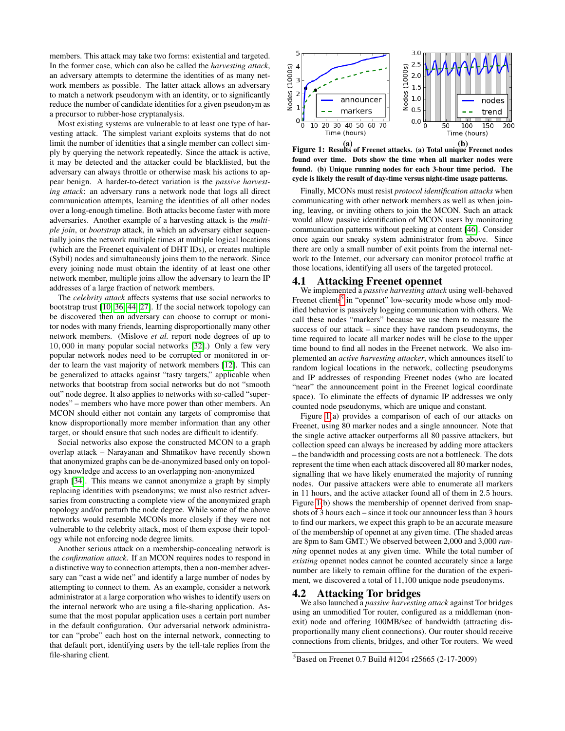members. This attack may take two forms: existential and targeted. In the former case, which can also be called the *harvesting attack*, an adversary attempts to determine the identities of as many network members as possible. The latter attack allows an adversary to match a network pseudonym with an identity, or to significantly reduce the number of candidate identities for a given pseudonym as a precursor to rubber-hose cryptanalysis.

Most existing systems are vulnerable to at least one type of harvesting attack. The simplest variant exploits systems that do not limit the number of identities that a single member can collect simply by querying the network repeatedly. Since the attack is active, it may be detected and the attacker could be blacklisted, but the adversary can always throttle or otherwise mask his actions to appear benign. A harder-to-detect variation is the *passive harvesting attack*: an adversary runs a network node that logs all direct communication attempts, learning the identities of all other nodes over a long-enough timeline. Both attacks become faster with more adversaries. Another example of a harvesting attack is the *multiple join*, or *bootstrap* attack, in which an adversary either sequentially joins the network multiple times at multiple logical locations (which are the Freenet equivalent of DHT IDs), or creates multiple (Sybil) nodes and simultaneously joins them to the network. Since every joining node must obtain the identity of at least one other network member, multiple joins allow the adversary to learn the IP addresses of a large fraction of network members.

The *celebrity attack* affects systems that use social networks to bootstrap trust [10, 36, 44, 27]. If the social network topology can be discovered then an adversary can choose to corrupt or monitor nodes with many friends, learning disproportionally many other network members. (Mislove *et al.* report node degrees of up to 10,000 in many popular social networks [32].) Only a few very popular network nodes need to be corrupted or monitored in order to learn the vast majority of network members [12]. This can be generalized to attacks against "tasty targets," applicable when networks that bootstrap from social networks but do not "smooth out" node degree. It also applies to networks with so-called "supernodes" – members who have more power than other members. An MCON should either not contain any targets of compromise that know disproportionally more member information than any other target, or should ensure that such nodes are difficult to identify.

Social networks also expose the constructed MCON to a graph overlap attack – Narayanan and Shmatikov have recently shown that anonymized graphs can be de-anonymized based only on topology knowledge and access to an overlapping non-anonymized graph [34]. This means we cannot anonymize a graph by simply replacing identities with pseudonyms; we must also restrict adversaries from constructing a complete view of the anonymized graph topology and/or perturb the node degree. While some of the above networks would resemble MCONs more closely if they were not vulnerable to the celebrity attack, most of them expose their topology while not enforcing node degree limits.

Another serious attack on a membership-concealing network is the *confirmation attack*. If an MCON requires nodes to respond in a distinctive way to connection attempts, then a non-member adversary can "cast a wide net" and identify a large number of nodes by attempting to connect to them. As an example, consider a network administrator at a large corporation who wishes to identify users on the internal network who are using a file-sharing application. Assume that the most popular application uses a certain port number in the default configuration. Our adversarial network administrator can "probe" each host on the internal network, connecting to that default port, identifying users by the tell-tale replies from the file-sharing client.

(a) Nodes (1000s); 0 1 2 3 4 5; Time (hours); 0 10 20 30 40 50 60 70; announcer; markers

(b) Nodes (1000s); 0.0 0.5 1.0 1.5 2.0 2.5 3.0; Time (hours); 0 50 100 150 200; nodes; trend

**Figure 1: Results of Freenet attacks. (a) Total unique Freenet nodes found over time. Dots show the time when all marker nodes were found. (b) Unique running nodes for each 3-hour time period. The cycle is likely the result of day-time versus night-time usage patterns.**

Finally, MCONs must resist *protocol identification attacks* when communicating with other network members as well as when joining, leaving, or inviting others to join the MCON. Such an attack would allow passive identification of MCON users by monitoring communication patterns without peeking at content [46]. Consider once again our sneaky system administrator from above. Since there are only a small number of exit points from the internal network to the Internet, our adversary can monitor protocol traffic at those locations, identifying all users of the targeted protocol.

## 4.1 Attacking Freenet opennet

We implemented a *passive harvesting attack* using well-behaved Freenet clients[5] in "opennet" low-security mode whose only modified behavior is passively logging communication with others. We call these nodes "markers" because we use them to measure the success of our attack – since they have random pseudonyms, the time required to locate all marker nodes will be close to the upper time bound to find all nodes in the Freenet network. We also implemented an *active harvesting attacker*, which announces itself to random logical locations in the network, collecting pseudonyms and IP addresses of responding Freenet nodes (who are located "near" the announcement point in the Freenet logical coordinate space). To eliminate the effects of dynamic IP addresses we only counted node pseudonyms, which are unique and constant.

Figure 1(a) provides a comparison of each of our attacks on Freenet, using 80 marker nodes and a single announcer. Note that the single active attacker outperforms all 80 passive attackers, but collection speed can always be increased by adding more attackers – the bandwidth and processing costs are not a bottleneck. The dots represent the time when each attack discovered all 80 marker nodes, signalling that we have likely enumerated the majority of running nodes. Our passive attackers were able to enumerate all markers in 11 hours, and the active attacker found all of them in 2.5 hours. Figure 1(b) shows the membership of opennet derived from snapshots of 3 hours each – since it took our announcer less than 3 hours to find our markers, we expect this graph to be an accurate measure of the membership of opennet at any given time. (The shaded areas are 8pm to 8am GMT.) We observed between 2,000 and 3,000 *running* opennet nodes at any given time. While the total number of *existing* opennet nodes cannot be counted accurately since a large number are likely to remain offline for the duration of the experiment, we discovered a total of 11,100 unique node pseudonyms.

## 4.2 Attacking Tor bridges

We also launched a *passive harvesting attack* against Tor bridges using an unmodified Tor router, configured as a middleman (non-exit) node and offering 100MB/sec of bandwidth (attracting disproportionally many client connections). Our router should receive connections from clients, bridges, and other Tor routers. We weed

[5] Based on Freenet 0.7 Build #1204 r25665 (2-17-2009)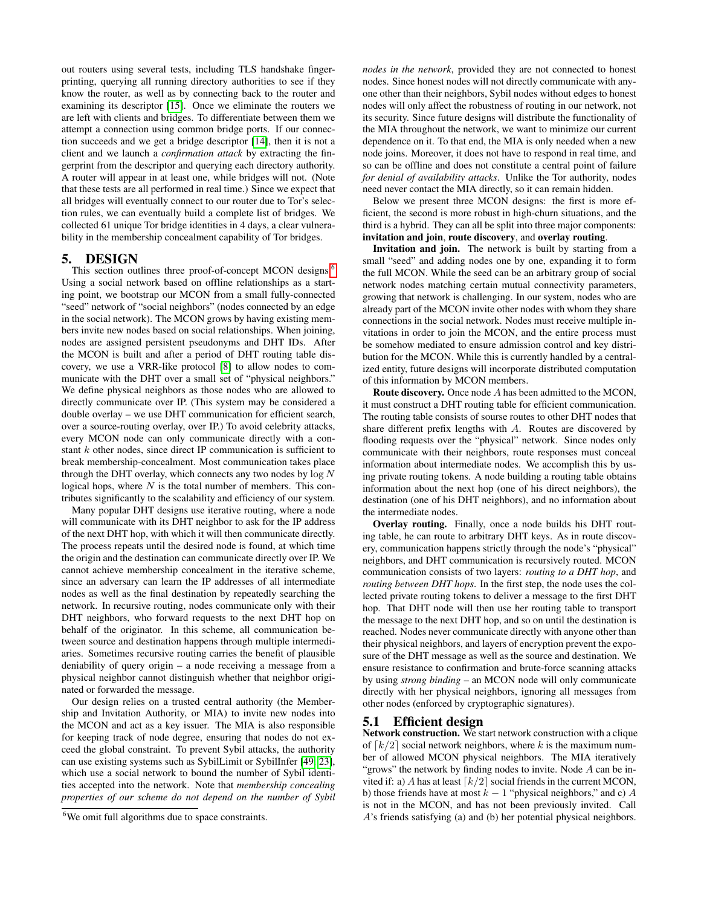out routers using several tests, including TLS handshake fingerprinting, querying all running directory authorities to see if they know the router, as well as by connecting back to the router and examining its descriptor [15]. Once we eliminate the routers we are left with clients and bridges. To differentiate between them we attempt a connection using common bridge ports. If our connection succeeds and we get a bridge descriptor [14], then it is not a client and we launch a *confirmation attack* by extracting the fingerprint from the descriptor and querying each directory authority. A router will appear in at least one, while bridges will not. (Note that these tests are all performed in real time.) Since we expect that all bridges will eventually connect to our router due to Tor's selection rules, we can eventually build a complete list of bridges. We collected 61 unique Tor bridge identities in 4 days, a clear vulnerability in the membership concealment capability of Tor bridges.

## 5. DESIGN

This section outlines three proof-of-concept MCON designs[6]. Using a social network based on offline relationships as a starting point, we bootstrap our MCON from a small fully-connected "seed" network of "social neighbors" (nodes connected by an edge in the social network). The MCON grows by having existing members invite new nodes based on social relationships. When joining, nodes are assigned persistent pseudonyms and DHT IDs. After the MCON is built and after a period of DHT routing table discovery, we use a VRR-like protocol [8] to allow nodes to communicate with the DHT over a small set of "physical neighbors." We define physical neighbors as those nodes who are allowed to directly communicate over IP. (This system may be considered a double overlay – we use DHT communication for efficient search, over a source-routing overlay, over IP.) To avoid celebrity attacks, every MCON node can only communicate directly with a constant $k$ other nodes, since direct IP communication is sufficient to break membership-concealment. Most communication takes place through the DHT overlay, which connects any two nodes by $\log N$ logical hops, where $N$ is the total number of members. This contributes significantly to the scalability and efficiency of our system.

Many popular DHT designs use iterative routing, where a node will communicate with its DHT neighbor to ask for the IP address of the next DHT hop, with which it will then communicate directly. The process repeats until the desired node is found, at which time the origin and the destination can communicate directly over IP. We cannot achieve membership concealment in the iterative scheme, since an adversary can learn the IP addresses of all intermediate nodes as well as the final destination by repeatedly searching the network. In recursive routing, nodes communicate only with their DHT neighbors, who forward requests to the next DHT hop on behalf of the originator. In this scheme, all communication between source and destination happens through multiple intermediaries. Sometimes recursive routing carries the benefit of plausible deniability of query origin – a node receiving a message from a physical neighbor cannot distinguish whether that neighbor originated or forwarded the message.

Our design relies on a trusted central authority (the Membership and Invitation Authority, or MIA) to invite new nodes into the MCON and act as a key issuer. The MIA is also responsible for keeping track of node degree, ensuring that nodes do not exceed the global constraint. To prevent Sybil attacks, the authority can use existing systems such as SybilLimit or SybilInfer [49, 23], which use a social network to bound the number of Sybil identities accepted into the network. Note that *membership concealing properties of our scheme do not depend on the number of Sybil nodes in the network*, provided they are not connected to honest nodes. Since honest nodes will not directly communicate with anyone other than their neighbors, Sybil nodes without edges to honest nodes will only affect the robustness of routing in our network, not its security. Since future designs will distribute the functionality of the MIA throughout the network, we want to minimize our current dependence on it. To that end, the MIA is only needed when a new node joins. Moreover, it does not have to respond in real time, and so can be offline and does not constitute a central point of failure *for denial of availability attacks*. Unlike the Tor authority, nodes need never contact the MIA directly, so it can remain hidden.

Below we present three MCON designs: the first is more efficient, the second is more robust in high-churn situations, and the third is a hybrid. They can all be split into three major components: **invitation and join**, **route discovery**, and **overlay routing**.

**Invitation and join.** The network is built by starting from a small "seed" and adding nodes one by one, expanding it to form the full MCON. While the seed can be an arbitrary group of social network nodes matching certain mutual connectivity parameters, growing that network is challenging. In our system, nodes who are already part of the MCON invite other nodes with whom they share connections in the social network. Nodes must receive multiple invitations in order to join the MCON, and the entire process must be somehow mediated to ensure admission control and key distribution for the MCON. While this is currently handled by a centralized entity, future designs will incorporate distributed computation of this information by MCON members.

**Route discovery.** Once node $A$ has been admitted to the MCON, it must construct a DHT routing table for efficient communication. The routing table consists of sourse routes to other DHT nodes that share different prefix lengths with $A$. Routes are discovered by flooding requests over the "physical" network. Since nodes only communicate with their neighbors, route responses must conceal information about intermediate nodes. We accomplish this by using private routing tokens. A node building a routing table obtains information about the next hop (one of his direct neighbors), the destination (one of his DHT neighbors), and no information about the intermediate nodes.

**Overlay routing.** Finally, once a node builds his DHT routing table, he can route to arbitrary DHT keys. As in route discovery, communication happens strictly through the node's "physical" neighbors, and DHT communication is recursively routed. MCON communication consists of two layers: *routing to a DHT hop*, and *routing between DHT hops*. In the first step, the node uses the collected private routing tokens to deliver a message to the first DHT hop. That DHT node will then use her routing table to transport the message to the next DHT hop, and so on until the destination is reached. Nodes never communicate directly with anyone other than their physical neighbors, and layers of encryption prevent the exposure of the DHT message as well as the source and destination. We ensure resistance to confirmation and brute-force scanning attacks by using *strong binding* – an MCON node will only communicate directly with her physical neighbors, ignoring all messages from other nodes (enforced by cryptographic signatures).

### 5.1 Efficient design

**Network construction.** We start network construction with a clique of $\lceil k/2 \rceil$ social network neighbors, where $k$ is the maximum number of allowed MCON physical neighbors. The MIA iteratively "grows" the network by finding nodes to invite. Node $A$ can be invited if: a) $A$ has at least $\lceil k/2 \rceil$ social friends in the current MCON, b) those friends have at most $k-1$ "physical neighbors," and c) $A$ is not in the MCON, and has not been previously invited. Call $A$'s friends satisfying (a) and (b) her potential physical neighbors.

[6] We omit full algorithms due to space constraints.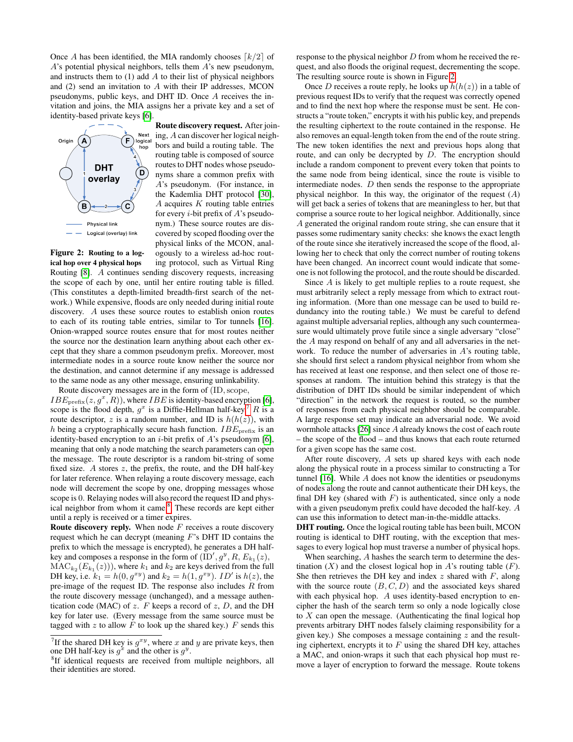Once $A$ has been identified, the MIA randomly chooses $\lceil k/2 \rceil$ of $A$'s potential physical neighbors, tells them $A$'s new pseudonym, and instructs them to (1) add $A$ to their list of physical neighbors and (2) send an invitation to $A$ with their IP addresses, MCON pseudonyms, public keys, and DHT ID. Once $A$ receives the invitation and joins, the MIA assigns her a private key and a set of identity-based private keys [6].

Origin
Next logical hop
DHT overlay
Physical link
Logical (overlay) link

**Figure 2: Routing to a logical hop over 4 physical hops**

**Route discovery request.** After joining, $A$ can discover her logical neighbors and build a routing table. The routing table is composed of source routes to DHT nodes whose pseudonyms share a common prefix with $A$'s pseudonym. (For instance, in the Kademlia DHT protocol [30], $A$ acquires $K$ routing table entries for every $i$-bit prefix of $A$'s pseudonym.) These source routes are discovered by scoped flooding over the physical links of the MCON, analogously to a wireless ad-hoc routing protocol, such as Virtual Ring Routing [8]. $A$ continues sending discovery requests, increasing the scope of each by one, until her entire routing table is filled. (This constitutes a depth-limited breadth-first search of the network.) While expensive, floods are only needed during initial route discovery. $A$ uses these source routes to establish onion routes to each of its routing table entries, similar to Tor tunnels [16]. Onion-wrapped source routes ensure that for most routes neither the source nor the destination learn anything about each other except that they share a common pseudonym prefix. Moreover, most intermediate nodes in a source route know neither the source nor the destination, and cannot determine if any message is addressed to the same node as any other message, ensuring unlinkability.

Route discovery messages are in the form of (ID, scope, $IBE_{\text{prefix}}(z, g^x, R)$), where $IBE$ is identity-based encryption [6], scope is the flood depth, $g^x$ is a Diffie-Hellman half-key,[7] $R$ is a route descriptor, $z$ is a random number, and ID is $h(h(z))$, with $h$ being a cryptographically secure hash function. $IBE_{\text{prefix}}$ is an identity-based encryption to an $i$-bit prefix of $A$'s pseudonym [6], meaning that only a node matching the search parameters can open the message. The route descriptor is a random bit-string of some fixed size. $A$ stores $z$, the prefix, the route, and the DH half-key for later reference. When relaying a route discovery message, each node will decrement the scope by one, dropping messages whose scope is 0. Relaying nodes will also record the request ID and physical neighbor from whom it came.[8] These records are kept either until a reply is received or a timer expires.

**Route discovery reply.** When node $F$ receives a route discovery request which he can decrypt (meaning $F$'s DHT ID contains the prefix to which the message is encrypted), he generates a DH half-key and composes a response in the form of (ID$'$, $g^y$, $R$, $E_{k_1}(z)$, $\text{MAC}_{k_2}(E_{k_1}(z))$), where $k_1$ and $k_2$ are keys derived from the full DH key, i.e. $k_1 = h(0, g^{xy})$ and $k_2 = h(1, g^{xy})$. $ID'$ is $h(z)$, the pre-image of the request ID. The response also includes $R$ from the route discovery message (unchanged), and a message authentication code (MAC) of $z$. $F$ keeps a record of $z$, $D$, and the DH key for later use. (Every message from the same source must be tagged with $z$ to allow $F$ to look up the shared key.) $F$ sends this response to the physical neighbor $D$ from whom he received the request, and also floods the original request, decrementing the scope. The resulting source route is shown in Figure 2.

Once $D$ receives a route reply, he looks up $h(h(z))$ in a table of previous request IDs to verify that the request was correctly opened and to find the next hop where the response must be sent. He constructs a "route token," encrypts it with his public key, and prepends the resulting ciphertext to the route contained in the response. He also removes an equal-length token from the end of the route string. The new token identifies the next and previous hops along that route, and can only be decrypted by $D$. The encryption should include a random component to prevent every token that points to the same node from being identical, since the route is visible to intermediate nodes. $D$ then sends the response to the appropriate physical neighbor. In this way, the originator of the request ($A$) will get back a series of tokens that are meaningless to her, but that comprise a source route to her logical neighbor. Additionally, since $A$ generated the original random route string, she can ensure that it passes some rudimentary sanity checks: she knows the exact length of the route since she iteratively increased the scope of the flood, allowing her to check that only the correct number of routing tokens have been changed. An incorrect count would indicate that someone is not following the protocol, and the route should be discarded.

Since $A$ is likely to get multiple replies to a route request, she must arbitrarily select a reply message from which to extract routing information. (More than one message can be used to build redundancy into the routing table.) We must be careful to defend against multiple adversarial replies, although any such countermeasure would ultimately prove futile since a single adversary "close" the $A$ may respond on behalf of any and all adversaries in the network. To reduce the number of adversaries in $A$'s routing table, she should first select a random physical neighbor from whom she has received at least one response, and then select one of those responses at random. The intuition behind this strategy is that the distribution of DHT IDs should be similar independent of which "direction" in the network the request is routed, so the number of responses from each physical neighbor should be comparable. A large response set may indicate an adversarial node. We avoid wormhole attacks [26] since $A$ already knows the cost of each route – the scope of the flood – and thus knows that each route returned for a given scope has the same cost.

After route discovery, $A$ sets up shared keys with each node along the physical route in a process similar to constructing a Tor tunnel [16]. While $A$ does not know the identities or pseudonyms of nodes along the route and cannot authenticate their DH keys, the final DH key (shared with $F$) is authenticated, since only a node with a given pseudonym prefix could have decoded the half-key. $A$ can use this information to detect man-in-the-middle attacks.

**DHT routing.** Once the logical routing table has been built, MCON routing is identical to DHT routing, with the exception that messages to every logical hop must traverse a number of physical hops.

When searching, $A$ hashes the search term to determine the destination ($X$) and the closest logical hop in $A$'s routing table ($F$). She then retrieves the DH key and index $z$ shared with $F$, along with the source route $(B, C, D)$ and the associated keys shared with each physical hop. $A$ uses identity-based encryption to encipher the hash of the search term so only a node logically close to $X$ can open the message. (Authenticating the final logical hop prevents arbitrary DHT nodes falsely claiming responsibility for a given key.) She composes a message containing $z$ and the resulting ciphertext, encrypts it to $F$ using the shared DH key, attaches a MAC, and onion-wraps it such that each physical hop must remove a layer of encryption to forward the message. Route tokens

[7] If the shared DH key is $g^{xy}$, where $x$ and $y$ are private keys, then one DH half-key is $g^x$ and the other is $g^y$.

[8] If identical requests are received from multiple neighbors, all their identities are stored.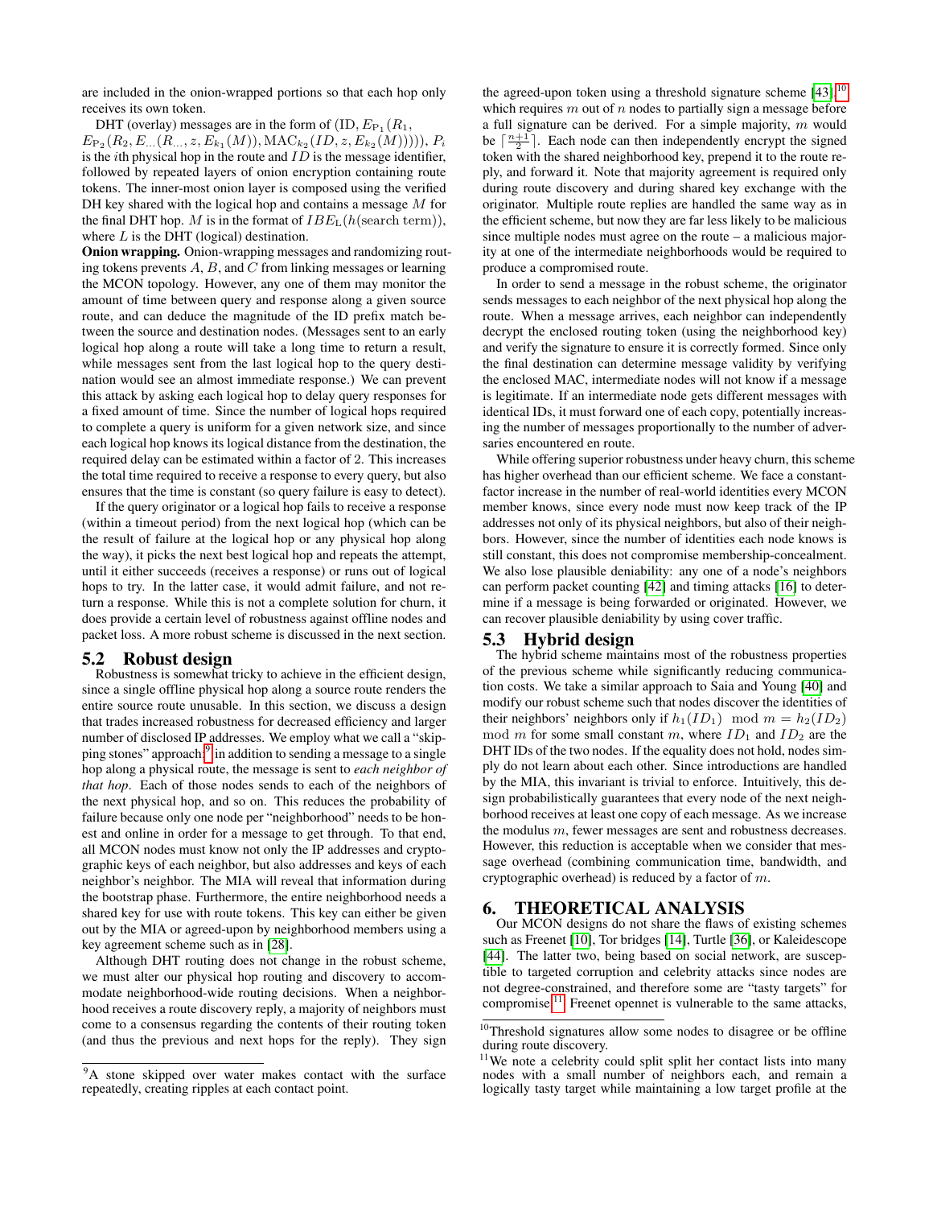are included in the onion-wrapped portions so that each hop only receives its own token.

DHT (overlay) messages are in the form of (ID, $E_{\mathrm{P}_1}(R_1,$ $E_{\mathrm{P}_2}(R_2, E_{\ldots}(R_{\ldots}, z, E_{k_1}(M)), \mathrm{MAC}_{k_2}(ID, z, E_{k_2}(M)))))$, $P_i$ is the $i$th physical hop in the route and $ID$ is the message identifier, followed by repeated layers of onion encryption containing route tokens. The inner-most onion layer is composed using the verified DH key shared with the logical hop and contains a message $M$ for the final DHT hop. $M$ is in the format of $IBE_{\mathrm{L}}(h(\text{search term}))$, where $L$ is the DHT (logical) destination.

**Onion wrapping.** Onion-wrapping messages and randomizing routing tokens prevents $A$, $B$, and $C$ from linking messages or learning the MCON topology. However, any one of them may monitor the amount of time between query and response along a given source route, and can deduce the magnitude of the ID prefix match between the source and destination nodes. (Messages sent to an early logical hop along a route will take a long time to return a result, while messages sent from the last logical hop to the query destination would see an almost immediate response.) We can prevent this attack by asking each logical hop to delay query responses for a fixed amount of time. Since the number of logical hops required to complete a query is uniform for a given network size, and since each logical hop knows its logical distance from the destination, the required delay can be estimated within a factor of 2. This increases the total time required to receive a response to every query, but also ensures that the time is constant (so query failure is easy to detect).

If the query originator or a logical hop fails to receive a response (within a timeout period) from the next logical hop (which can be the result of failure at the logical hop or any physical hop along the way), it picks the next best logical hop and repeats the attempt, until it either succeeds (receives a response) or runs out of logical hops to try. In the latter case, it would admit failure, and not return a response. While this is not a complete solution for churn, it does provide a certain level of robustness against offline nodes and packet loss. A more robust scheme is discussed in the next section.

## 5.2 Robust design

Robustness is somewhat tricky to achieve in the efficient design, since a single offline physical hop along a source route renders the entire source route unusable. In this section, we discuss a design that trades increased robustness for decreased efficiency and larger number of disclosed IP addresses. We employ what we call a "skipping stones" approach;[9] in addition to sending a message to a single hop along a physical route, the message is sent to *each neighbor of that hop*. Each of those nodes sends to each of the neighbors of the next physical hop, and so on. This reduces the probability of failure because only one node per "neighborhood" needs to be honest and online in order for a message to get through. To that end, all MCON nodes must know not only the IP addresses and cryptographic keys of each neighbor, but also addresses and keys of each neighbor's neighbor. The MIA will reveal that information during the bootstrap phase. Furthermore, the entire neighborhood needs a shared key for use with route tokens. This key can either be given out by the MIA or agreed-upon by neighborhood members using a key agreement scheme such as in [28].

Although DHT routing does not change in the robust scheme, we must alter our physical hop routing and discovery to accommodate neighborhood-wide routing decisions. When a neighborhood receives a route discovery reply, a majority of neighbors must come to a consensus regarding the contents of their routing token (and thus the previous and next hops for the reply). They sign the agreed-upon token using a threshold signature scheme [43],[10] which requires $m$ out of $n$ nodes to partially sign a message before a full signature can be derived. For a simple majority, $m$ would be $\lceil \frac{n+1}{2} \rceil$. Each node can then independently encrypt the signed token with the shared neighborhood key, prepend it to the route reply, and forward it. Note that majority agreement is required only during route discovery and during shared key exchange with the originator. Multiple route replies are handled the same way as in the efficient scheme, but now they are far less likely to be malicious since multiple nodes must agree on the route – a malicious majority at one of the intermediate neighborhoods would be required to produce a compromised route.

In order to send a message in the robust scheme, the originator sends messages to each neighbor of the next physical hop along the route. When a message arrives, each neighbor can independently decrypt the enclosed routing token (using the neighborhood key) and verify the signature to ensure it is correctly formed. Since only the final destination can determine message validity by verifying the enclosed MAC, intermediate nodes will not know if a message is legitimate. If an intermediate node gets different messages with identical IDs, it must forward one of each copy, potentially increasing the number of messages proportionally to the number of adversaries encountered en route.

While offering superior robustness under heavy churn, this scheme has higher overhead than our efficient scheme. We face a constant-factor increase in the number of real-world identities every MCON member knows, since every node must now keep track of the IP addresses not only of its physical neighbors, but also of their neighbors. However, since the number of identities each node knows is still constant, this does not compromise membership-concealment. We also lose plausible deniability: any one of a node's neighbors can perform packet counting [42] and timing attacks [16] to determine if a message is being forwarded or originated. However, we can recover plausible deniability by using cover traffic.

## 5.3 Hybrid design

The hybrid scheme maintains most of the robustness properties of the previous scheme while significantly reducing communication costs. We take a similar approach to Saia and Young [40] and modify our robust scheme such that nodes discover the identities of their neighbors' neighbors only if $h_1(ID_1) \mod m = h_2(ID_2) \mod m$ for some small constant $m$, where $ID_1$ and $ID_2$ are the DHT IDs of the two nodes. If the equality does not hold, nodes simply do not learn about each other. Since introductions are handled by the MIA, this invariant is trivial to enforce. Intuitively, this design probabilistically guarantees that every node of the next neighborhood receives at least one copy of each message. As we increase the modulus $m$, fewer messages are sent and robustness decreases. However, this reduction is acceptable when we consider that message overhead (combining communication time, bandwidth, and cryptographic overhead) is reduced by a factor of $m$.

# 6. THEORETICAL ANALYSIS

Our MCON designs do not share the flaws of existing schemes such as Freenet [10], Tor bridges [14], Turtle [36], or Kaleidescope [44]. The latter two, being based on social network, are susceptible to targeted corruption and celebrity attacks since nodes are not degree-constrained, and therefore some are "tasty targets" for compromise.[11] Freenet opennet is vulnerable to the same attacks,

[9] A stone skipped over water makes contact with the surface repeatedly, creating ripples at each contact point.

[10] Threshold signatures allow some nodes to disagree or be offline during route discovery.

[11] We note a celebrity could split split her contact lists into many nodes with a small number of neighbors each, and remain a logically tasty target while maintaining a low target profile at the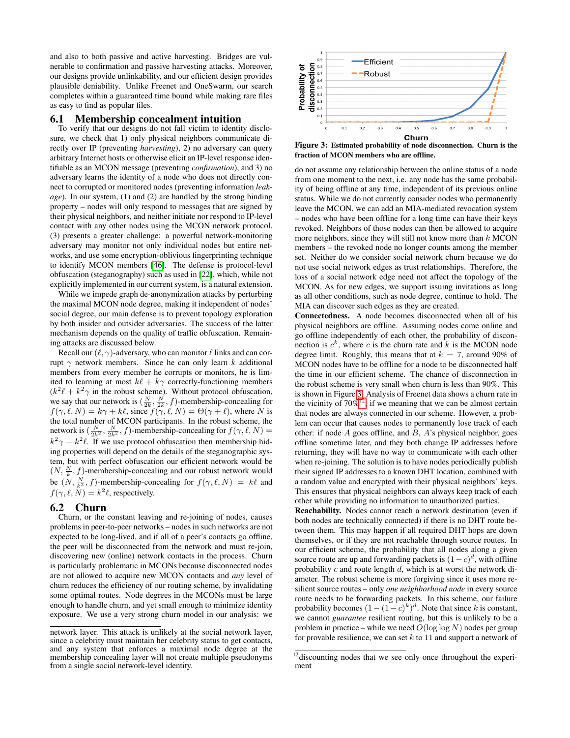and also to both passive and active harvesting. Bridges are vulnerable to confirmation and passive harvesting attacks. Moreover, our designs provide unlinkability, and our efficient design provides plausible deniability. Unlike Freenet and OneSwarm, our search completes within a guaranteed time bound while making rare files as easy to find as popular files.

## 6.1 Membership concealment intuition

To verify that our designs do not fall victim to identity disclosure, we check that 1) only physical neighbors communicate directly over IP (preventing *harvesting*), 2) no adversary can query arbitrary Internet hosts or otherwise elicit an IP-level response identifiable as an MCON message (preventing *confirmation*), and 3) no adversary learns the identity of a node who does not directly connect to corrupted or monitored nodes (preventing information *leakage*). In our system, (1) and (2) are handled by the strong binding property – nodes will only respond to messages that are signed by their physical neighbors, and neither initiate nor respond to IP-level contact with any other nodes using the MCON network protocol. (3) presents a greater challenge: a powerful network-monitoring adversary may monitor not only individual nodes but entire networks, and use some encryption-oblivious fingerprinting technique to identify MCON members [46]. The defense is protocol-level obfuscation (steganography) such as used in [22], which, while not explicitly implemented in our current system, is a natural extension.

While we impede graph de-anonymization attacks by perturbing the maximal MCON node degree, making it independent of nodes' social degree, our main defense is to prevent topology exploration by both insider and outsider adversaries. The success of the latter mechanism depends on the quality of traffic obfuscation. Remaining attacks are discussed below.

Recall our $(\ell, \gamma)$-adversary, who can monitor $\ell$ links and can corrupt $\gamma$ network members. Since he can only learn $k$ additional members from every member he corrupts or monitors, he is limited to learning at most $k\ell + k\gamma$ correctly-functioning members ($k^2\ell + k^2\gamma$ in the robust scheme). Without protocol obfuscation, we say that our network is $(\frac{N}{2k}, \frac{N}{2k}, f)$-membership-concealing for $f(\gamma, \ell, N) = k\gamma + k\ell$, since $f(\gamma, \ell, N) = \Theta(\gamma + \ell)$, where $N$ is the total number of MCON participants. In the robust scheme, the network is $(\frac{N}{2k^2}, \frac{N}{2k^2}, f)$-membership-concealing for $f(\gamma, \ell, N) = k^2\gamma + k^2\ell$. If we use protocol obfuscation then membership hiding properties will depend on the details of the steganographic system, but with perfect obfuscation our efficient network would be $(N, \frac{N}{k}, f)$-membership-concealing and our robust network would be $(N, \frac{N}{k^2}, f)$-membership-concealing for $f(\gamma, \ell, N) = k\ell$ and $f(\gamma, \ell, N) = k^2\ell$, respectively.

## 6.2 Churn

Churn, or the constant leaving and re-joining of nodes, causes problems in peer-to-peer networks – nodes in such networks are not expected to be long-lived, and if all of a peer's contacts go offline, the peer will be disconnected from the network and must re-join, discovering new (online) network contacts in the process. Churn is particularly problematic in MCONs because disconnected nodes are not allowed to acquire new MCON contacts and *any* level of churn reduces the efficiency of our routing scheme, by invalidating some optimal routes. Node degrees in the MCONs must be large enough to handle churn, and yet small enough to minimize identity exposure. We use a very strong churn model in our analysis: we do not assume any relationship between the online status of a node from one moment to the next, i.e. any node has the same probability of being offline at any time, independent of its previous online status. While we do not currently consider nodes who permanently leave the MCON, we can add an MIA-mediated revocation system – nodes who have been offline for a long time can have their keys revoked. Neighbors of those nodes can then be allowed to acquire more neighbors, since they will still not know more than $k$ MCON members – the revoked node no longer counts among the member set. Neither do we consider social network churn because we do not use social network edges as trust relationships. Therefore, the loss of a social network edge need not affect the topology of the MCON. As for new edges, we support issuing invitations as long as all other conditions, such as node degree, continue to hold. The MIA can discover such edges as they are created.

Probability of disconnection
1
0.9
0.8
0.7
0.6
0.5
0.4
0.3
0.2
0.1
0
0 0.1 0.2 0.3 0.4 0.5 0.6 0.7 0.8 0.9 1
Churn
Efficient
Robust

**Figure 3: Estimated probability of node disconnection. Churn is the fraction of MCON members who are offline.**

**Connectedness.** A node becomes disconnected when all of his physical neighbors are offline. Assuming nodes come online and go offline independently of each other, the probability of disconnection is $c^k$, where $c$ is the churn rate and $k$ is the MCON node degree limit. Roughly, this means that at $k = 7$, around 90% of MCON nodes have to be offline for a node to be disconnected half the time in our efficient scheme. The chance of disconnection in the robust scheme is very small when churn is less than 90%. This is shown in Figure 3. Analysis of Freenet data shows a churn rate in the vicinity of 70%[12], if we meaning that we can be almost certain that nodes are always connected in our scheme. However, a problem can occur that causes nodes to permanently lose track of each other: if node $A$ goes offline, and $B$, $A$'s physical neighbor, goes offline sometime later, and they both change IP addresses before returning, they will have no way to communicate with each other when re-joining. The solution is to have nodes periodically publish their signed IP addresses to a known DHT location, combined with a random value and encrypted with their physical neighbors' keys. This ensures that physical neighbors can always keep track of each other while providing no information to unauthorized parties.

**Reachability.** Nodes cannot reach a network destination (even if both nodes are technically connected) if there is no DHT route between them. This may happen if all required DHT hops are down themselves, or if they are not reachable through source routes. In our efficient scheme, the probability that all nodes along a given source route are up and forwarding packets is $(1-c)^d$, with offline probability $c$ and route length $d$, which is at worst the network diameter. The robust scheme is more forgiving since it uses more resilient source routes – only *one neighborhood node* in every source route needs to be forwarding packets. In this scheme, our failure probability becomes $(1-(1-c)^k)^d$. Note that since $k$ is constant, we cannot *guarantee* resilient routing, but this is unlikely to be a problem in practice – while we need $O(\log \log N)$ nodes per group for provable resilience, we can set $k$ to 11 and support a network of

network layer. This attack is unlikely at the social network layer, since a celebrity must maintain her celebrity status to get contacts, and any system that enforces a maximal node degree at the membership concealing layer will not create multiple pseudonyms from a single social network-level identity.

[12] discounting nodes that we see only once throughout the experiment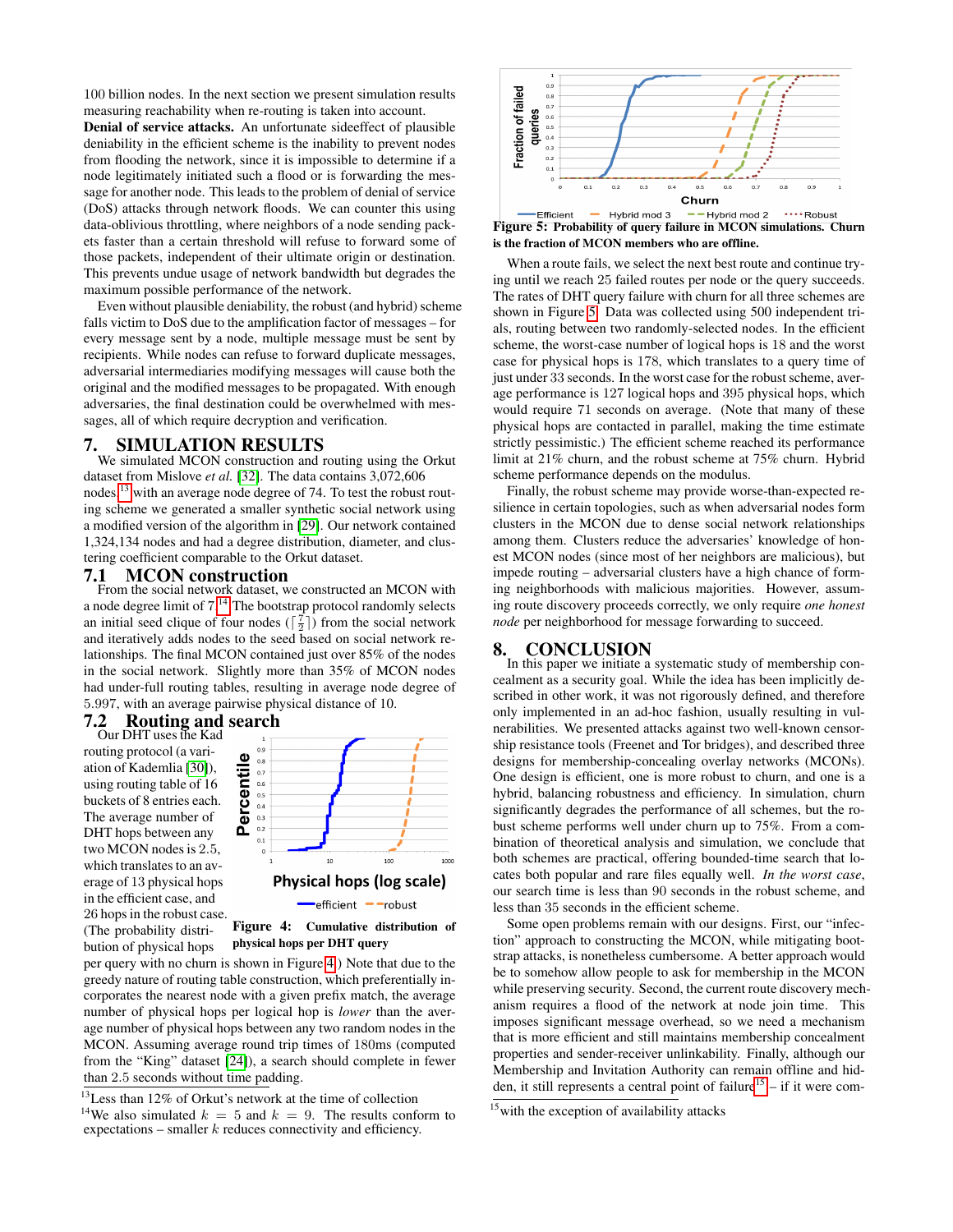100 billion nodes. In the next section we present simulation results measuring reachability when re-routing is taken into account.

**Denial of service attacks.** An unfortunate sideeffect of plausible deniability in the efficient scheme is the inability to prevent nodes from flooding the network, since it is impossible to determine if a node legitimately initiated such a flood or is forwarding the message for another node. This leads to the problem of denial of service (DoS) attacks through network floods. We can counter this using data-oblivious throttling, where neighbors of a node sending packets faster than a certain threshold will refuse to forward some of those packets, independent of their ultimate origin or destination. This prevents undue usage of network bandwidth but degrades the maximum possible performance of the network.

Even without plausible deniability, the robust (and hybrid) scheme falls victim to DoS due to the amplification factor of messages – for every message sent by a node, multiple message must be sent by recipients. While nodes can refuse to forward duplicate messages, adversarial intermediaries modifying messages will cause both the original and the modified messages to be propagated. With enough adversaries, the final destination could be overwhelmed with messages, all of which require decryption and verification.

# 7. SIMULATION RESULTS

We simulated MCON construction and routing using the Orkut dataset from Mislove *et al.* [32]. The data contains 3,072,606 nodes[13] with an average node degree of 74. To test the robust routing scheme we generated a smaller synthetic social network using a modified version of the algorithm in [29]. Our network contained 1,324,134 nodes and had a degree distribution, diameter, and clustering coefficient comparable to the Orkut dataset.

## 7.1 MCON construction

From the social network dataset, we constructed an MCON with a node degree limit of 7.[14] The bootstrap protocol randomly selects an initial seed clique of four nodes ($\lceil \frac{7}{2} \rceil$) from the social network and iteratively adds nodes to the seed based on social network relationships. The final MCON contained just over 85% of the nodes in the social network. Slightly more than 35% of MCON nodes had under-full routing tables, resulting in average node degree of 5.997, with an average pairwise physical distance of 10.

## 7.2 Routing and search

Our DHT uses the Kad routing protocol (a variation of Kademlia [30]), using routing table of 16 buckets of 8 entries each. The average number of DHT hops between any two MCON nodes is 2.5, which translates to an average of 13 physical hops in the efficient case, and 26 hops in the robust case. (The probability distribution of physical hops per query with no churn is shown in Figure 4.) Note that due to the greedy nature of routing table construction, which preferentially incorporates the nearest node with a given prefix match, the average number of physical hops per logical hop is *lower* than the average number of physical hops between any two random nodes in the MCON. Assuming average round trip times of 180ms (computed from the "King" dataset [24]), a search should complete in fewer than 2.5 seconds without time padding.

Percentile
1
0.9
0.8
0.7
0.6
0.5
0.4
0.3
0.2
0.1
0
1
10
100
1000
Physical hops (log scale)
efficient
robust

**Figure 4: Cumulative distribution of physical hops per DHT query**

Fraction of failed queries
1
0.9
0.8
0.7
0.6
0.5
0.4
0.3
0.2
0.1
0
0
0.1
0.2
0.3
0.4
0.5
0.6
0.7
0.8
0.9
1
Churn
Efficient
Hybrid mod 3
Hybrid mod 2
Robust

**Figure 5: Probability of query failure in MCON simulations. Churn is the fraction of MCON members who are offline.**

When a route fails, we select the next best route and continue trying until we reach 25 failed routes per node or the query succeeds. The rates of DHT query failure with churn for all three schemes are shown in Figure 5. Data was collected using 500 independent trials, routing between two randomly-selected nodes. In the efficient scheme, the worst-case number of logical hops is 18 and the worst case for physical hops is 178, which translates to a query time of just under 33 seconds. In the worst case for the robust scheme, average performance is 127 logical hops and 395 physical hops, which would require 71 seconds on average. (Note that many of these physical hops are contacted in parallel, making the time estimate strictly pessimistic.) The efficient scheme reached its performance limit at 21% churn, and the robust scheme at 75% churn. Hybrid scheme performance depends on the modulus.

Finally, the robust scheme may provide worse-than-expected resilience in certain topologies, such as when adversarial nodes form clusters in the MCON due to dense social network relationships among them. Clusters reduce the adversaries' knowledge of honest MCON nodes (since most of her neighbors are malicious), but impede routing – adversarial clusters have a high chance of forming neighborhoods with malicious majorities. However, assuming route discovery proceeds correctly, we only require *one honest node* per neighborhood for message forwarding to succeed.

# 8. CONCLUSION

In this paper we initiate a systematic study of membership concealment as a security goal. While the idea has been implicitly described in other work, it was not rigorously defined, and therefore only implemented in an ad-hoc fashion, usually resulting in vulnerabilities. We presented attacks against two well-known censorship resistance tools (Freenet and Tor bridges), and described three designs for membership-concealing overlay networks (MCONs). One design is efficient, one is more robust to churn, and one is a hybrid, balancing robustness and efficiency. In simulation, churn significantly degrades the performance of all schemes, but the robust scheme performs well under churn up to 75%. From a combination of theoretical analysis and simulation, we conclude that both schemes are practical, offering bounded-time search that locates both popular and rare files equally well. *In the worst case*, our search time is less than 90 seconds in the robust scheme, and less than 35 seconds in the efficient scheme.

Some open problems remain with our designs. First, our "infection" approach to constructing the MCON, while mitigating bootstrap attacks, is nonetheless cumbersome. A better approach would be to somehow allow people to ask for membership in the MCON while preserving security. Second, the current route discovery mechanism requires a flood of the network at node join time. This imposes significant message overhead, so we need a mechanism that is more efficient and still maintains membership concealment properties and sender-receiver unlinkability. Finally, although our Membership and Invitation Authority can remain offline and hidden, it still represents a central point of failure[15] – if it were com-

[13] Less than 12% of Orkut's network at the time of collection

[14] We also simulated $k = 5$ and $k = 9$. The results conform to expectations – smaller $k$ reduces connectivity and efficiency.

[15] with the exception of availability attacks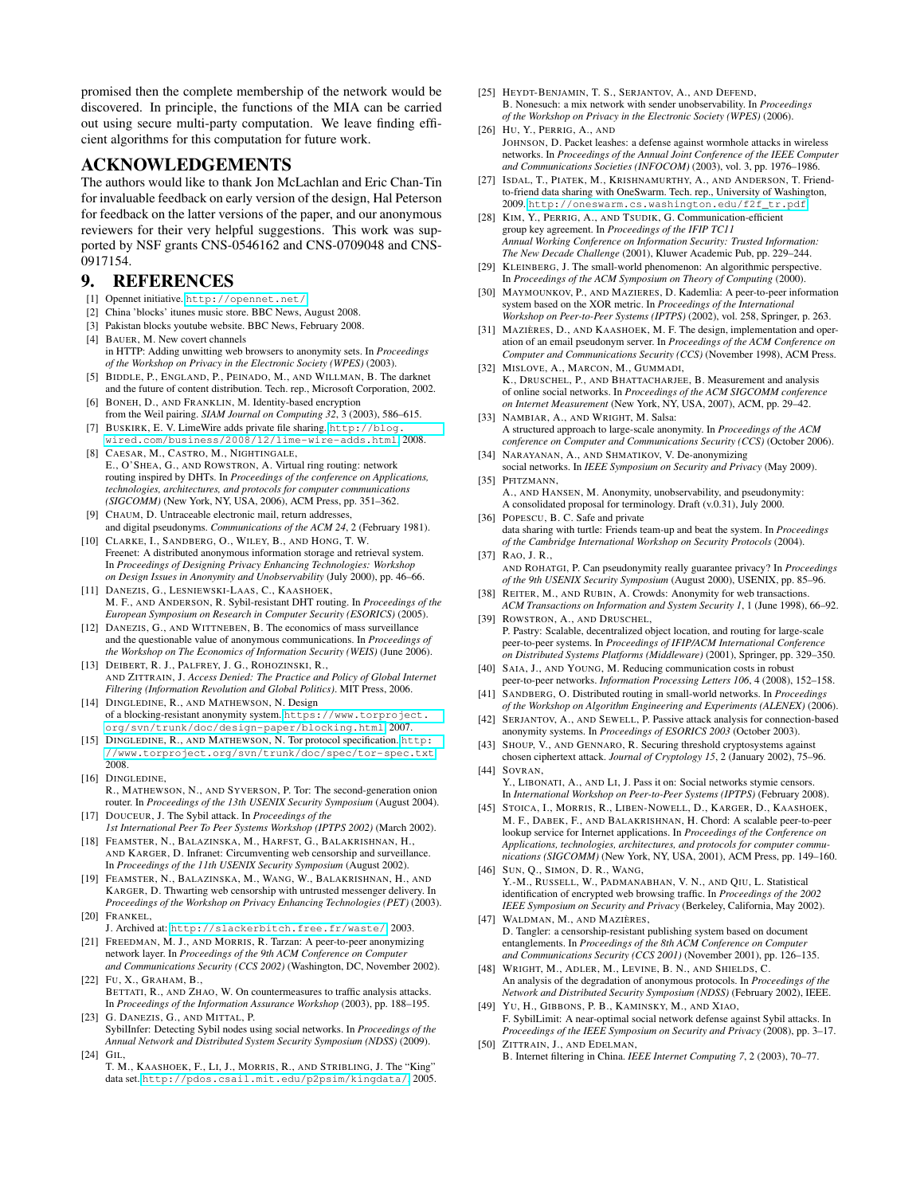promised then the complete membership of the network would be discovered. In principle, the functions of the MIA can be carried out using secure multi-party computation. We leave finding efficient algorithms for this computation for future work.

## ACKNOWLEDGEMENTS

The authors would like to thank Jon McLachlan and Eric Chan-Tin for invaluable feedback on early version of the design, Hal Peterson for feedback on the latter versions of the paper, and our anonymous reviewers for their very helpful suggestions. This work was supported by NSF grants CNS-0546162 and CNS-0709048 and CNS-0917154.

## 9. REFERENCES

[1] Opennet initiative. http://opennet.net/.

[2] China 'blocks' itunes music store. BBC News, August 2008.

[3] Pakistan blocks youtube website. BBC News, February 2008.

[4] Bauer, M. New covert channels in HTTP: Adding unwitting web browsers to anonymity sets. In *Proceedings of the Workshop on Privacy in the Electronic Society (WPES)* (2003).

[5] Biddle, P., England, P., Peinado, M., and Willman, B. The darknet and the future of content distribution. Tech. rep., Microsoft Corporation, 2002.

[6] Boneh, D., and Franklin, M. Identity-based encryption from the Weil pairing. *SIAM Journal on Computing 32*, 3 (2003), 586–615.

[7] Buskirk, E. V. LimeWire adds private file sharing. http://blog.wired.com/business/2008/12/lime-wire-adds.html, 2008.

[8] Caesar, M., Castro, M., Nightingale, E., O'Shea, G., and Rowstron, A. Virtual ring routing: network routing inspired by DHTs. In *Proceedings of the conference on Applications, technologies, architectures, and protocols for computer communications (SIGCOMM)* (New York, NY, USA, 2006), ACM Press, pp. 351–362.

[9] Chaum, D. Untraceable electronic mail, return addresses, and digital pseudonyms. *Communications of the ACM 24*, 2 (February 1981).

[10] Clarke, I., Sandberg, O., Wiley, B., and Hong, T. W. Freenet: A distributed anonymous information storage and retrieval system. In *Proceedings of Designing Privacy Enhancing Technologies: Workshop on Design Issues in Anonymity and Unobservability* (July 2000), pp. 46–66.

[11] Danezis, G., Lesniewski-Laas, C., Kaashoek, M. F., and Anderson, R. Sybil-resistant DHT routing. In *Proceedings of the European Symposium on Research in Computer Security (ESORICS)* (2005).

[12] Danezis, G., and Wittneben, B. The economics of mass surveillance and the questionable value of anonymous communications. In *Proceedings of the Workshop on The Economics of Information Security (WEIS)* (June 2006).

[13] Deibert, R. J., Palfrey, J. G., Rohozinski, R., and Zittrain, J. *Access Denied: The Practice and Policy of Global Internet Filtering (Information Revolution and Global Politics)*. MIT Press, 2006.

[14] Dingledine, R., and Mathewson, N. Design of a blocking-resistant anonymity system. https://www.torproject.org/svn/trunk/doc/design-paper/blocking.html, 2007.

[15] Dingledine, R., and Mathewson, N. Tor protocol specification. http://www.torproject.org/svn/trunk/doc/spec/tor-spec.txt, 2008.

[16] Dingledine, R., Mathewson, N., and Syverson, P. Tor: The second-generation onion router. In *Proceedings of the 13th USENIX Security Symposium* (August 2004).

[17] Douceur, J. The Sybil attack. In *Proceedings of the 1st International Peer To Peer Systems Workshop (IPTPS 2002)* (March 2002).

[18] Feamster, N., Balazinska, M., Harfst, G., Balakrishnan, H., and Karger, D. Infranet: Circumventing web censorship and surveillance. In *Proceedings of the 11th USENIX Security Symposium* (August 2002).

[19] Feamster, N., Balazinska, M., Wang, W., Balakrishnan, H., and Karger, D. Thwarting web censorship with untrusted messenger delivery. In *Proceedings of the Workshop on Privacy Enhancing Technologies (PET)* (2003).

[20] Frankel, J. Archived at: http://slackerbitch.free.fr/waste/, 2003.

[21] Freedman, M. J., and Morris, R. Tarzan: A peer-to-peer anonymizing network layer. In *Proceedings of the 9th ACM Conference on Computer and Communications Security (CCS 2002)* (Washington, DC, November 2002).

[22] Fu, X., Graham, B., Bettati, R., and Zhao, W. On countermeasures to traffic analysis attacks. In *Proceedings of the Information Assurance Workshop* (2003), pp. 188–195.

[23] G. Danezis, G., and Mittal, P. SybilInfer: Detecting Sybil nodes using social networks. In *Proceedings of the Annual Network and Distributed System Security Symposium (NDSS)* (2009).

[24] Gil, T. M., Kaashoek, F., Li, J., Morris, R., and Stribling, J. The "King" data set. http://pdos.csail.mit.edu/p2psim/kingdata/, 2005.

[25] Heydt-Benjamin, T. S., Serjantov, A., and Defend, B. Nonesuch: a mix network with sender unobservability. In *Proceedings of the Workshop on Privacy in the Electronic Society (WPES)* (2006).

[26] Hu, Y., Perrig, A., and Johnson, D. Packet leashes: a defense against wormhole attacks in wireless networks. In *Proceedings of the Annual Joint Conference of the IEEE Computer and Communications Societies (INFOCOM)* (2003), vol. 3, pp. 1976–1986.

[27] Isdal, T., Piatek, M., Krishnamurthy, A., and Anderson, T. Friend-to-friend data sharing with OneSwarm. Tech. rep., University of Washington, 2009. http://oneswarm.cs.washington.edu/f2f_tr.pdf.

[28] Kim, Y., Perrig, A., and Tsudik, G. Communication-efficient group key agreement. In *Proceedings of the IFIP TC11 Annual Working Conference on Information Security: Trusted Information: The New Decade Challenge* (2001), Kluwer Academic Pub, pp. 229–244.

[29] Kleinberg, J. The small-world phenomenon: An algorithmic perspective. In *Proceedings of the ACM Symposium on Theory of Computing* (2000).

[30] Maymounkov, P., and Mazieres, D. Kademlia: A peer-to-peer information system based on the XOR metric. In *Proceedings of the International Workshop on Peer-to-Peer Systems (IPTPS)* (2002), vol. 258, Springer, p. 263.

[31] Mazières, D., and Kaashoek, M. F. The design, implementation and operation of an email pseudonym server. In *Proceedings of the ACM Conference on Computer and Communications Security (CCS)* (November 1998), ACM Press.

[32] Mislove, A., Marcon, M., Gummadi, K., Druschel, P., and Bhattacharjee, B. Measurement and analysis of online social networks. In *Proceedings of the ACM SIGCOMM conference on Internet Measurement* (New York, NY, USA, 2007), ACM, pp. 29–42.

[33] Nambiar, A., and Wright, M. Salsa: A structured approach to large-scale anonymity. In *Proceedings of the ACM conference on Computer and Communications Security (CCS)* (October 2006).

[34] Narayanan, A., and Shmatikov, V. De-anonymizing social networks. In *IEEE Symposium on Security and Privacy* (May 2009).

[35] Pfitzmann, A., and Hansen, M. Anonymity, unobservability, and pseudonymity: A consolidated proposal for terminology. Draft (v.0.31), July 2000.

[36] Popescu, B. C. Safe and private data sharing with turtle: Friends team-up and beat the system. In *Proceedings of the Cambridge International Workshop on Security Protocols* (2004).

[37] Rao, J. R., and Rohatgi, P. Can pseudonymity really guarantee privacy? In *Proceedings of the 9th USENIX Security Symposium* (August 2000), USENIX, pp. 85–96.

[38] Reiter, M., and Rubin, A. Crowds: Anonymity for web transactions. *ACM Transactions on Information and System Security 1*, 1 (June 1998), 66–92.

[39] Rowstron, A., and Druschel, P. Pastry: Scalable, decentralized object location, and routing for large-scale peer-to-peer systems. In *Proceedings of IFIP/ACM International Conference on Distributed Systems Platforms (Middleware)* (2001), Springer, pp. 329–350.

[40] Saia, J., and Young, M. Reducing communication costs in robust peer-to-peer networks. *Information Processing Letters 106*, 4 (2008), 152–158.

[41] Sandberg, O. Distributed routing in small-world networks. In *Proceedings of the Workshop on Algorithm Engineering and Experiments (ALENEX)* (2006).

[42] Serjantov, A., and Sewell, P. Passive attack analysis for connection-based anonymity systems. In *Proceedings of ESORICS 2003* (October 2003).

[43] Shoup, V., and Gennaro, R. Securing threshold cryptosystems against chosen ciphertext attack. *Journal of Cryptology 15*, 2 (January 2002), 75–96.

[44] Sovran, Y., Libonati, A., and Li, J. Pass it on: Social networks stymie censors. In *International Workshop on Peer-to-Peer Systems (IPTPS)* (February 2008).

[45] Stoica, I., Morris, R., Liben-Nowell, D., Karger, D., Kaashoek, M. F., Dabek, F., and Balakrishnan, H. Chord: A scalable peer-to-peer lookup service for Internet applications. In *Proceedings of the Conference on Applications, technologies, architectures, and protocols for computer communications (SIGCOMM)* (New York, NY, USA, 2001), ACM Press, pp. 149–160.

[46] Sun, Q., Simon, D. R., Wang, Y.-M., Russell, W., Padmanabhan, V. N., and Qiu, L. Statistical identification of encrypted web browsing traffic. In *Proceedings of the 2002 IEEE Symposium on Security and Privacy* (Berkeley, California, May 2002).

[47] Waldman, M., and Mazières, D. Tangler: a censorship-resistant publishing system based on document entanglements. In *Proceedings of the 8th ACM Conference on Computer and Communications Security (CCS 2001)* (November 2001), pp. 126–135.

[48] Wright, M., Adler, M., Levine, B. N., and Shields, C. An analysis of the degradation of anonymous protocols. In *Proceedings of the Network and Distributed Security Symposium (NDSS)* (February 2002), IEEE.

[49] Yu, H., Gibbons, P. B., Kaminsky, M., and Xiao, F. SybilLimit: A near-optimal social network defense against Sybil attacks. In *Proceedings of the IEEE Symposium on Security and Privacy* (2008), pp. 3–17.

[50] Zittrain, J., and Edelman, B. Internet filtering in China. *IEEE Internet Computing 7*, 2 (2003), 70–77.